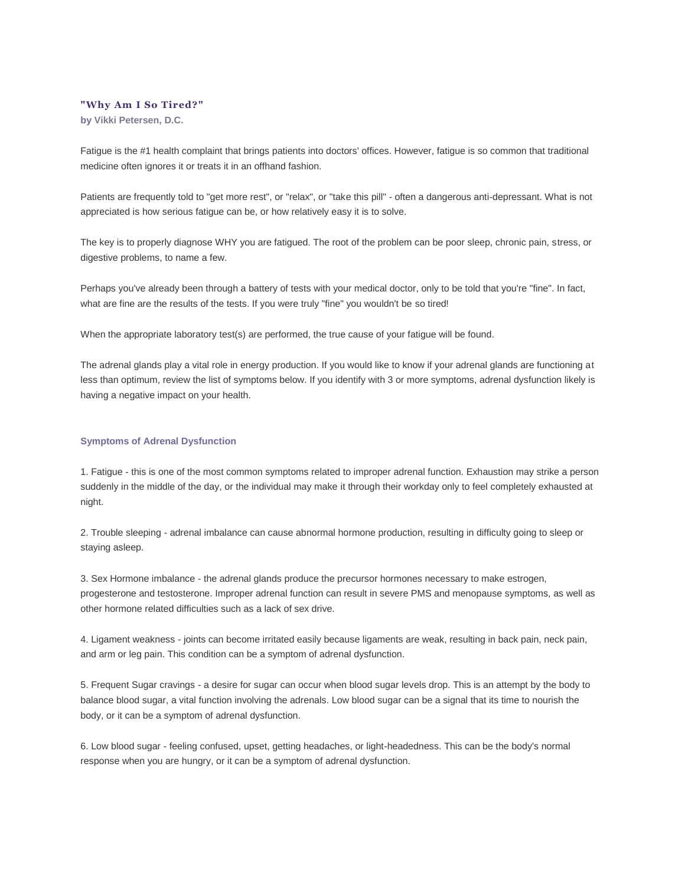### "Why Am I So Tired?"

**by Vikki Petersen, D.C.**

Fatigue is the #1 health complaint that brings patients into doctors' offices. However, fatigue is so common that traditional medicine often ignores it or treats it in an offhand fashion.

Patients are frequently told to "get more rest", or "relax", or "take this pill" - often a dangerous anti-depressant. What is not appreciated is how serious fatigue can be, or how relatively easy it is to solve.

The key is to properly diagnose WHY you are fatigued. The root of the problem can be poor sleep, chronic pain, stress, or digestive problems, to name a few.

Perhaps you've already been through a battery of tests with your medical doctor, only to be told that you're "fine". In fact, what are fine are the results of the tests. If you were truly "fine" you wouldn't be so tired!

When the appropriate laboratory test(s) are performed, the true cause of your fatigue will be found.

The adrenal glands play a vital role in energy production. If you would like to know if your adrenal glands are functioning at less than optimum, review the list of symptoms below. If you identify with 3 or more symptoms, adrenal dysfunction likely is having a negative impact on your health.

#### Symptoms of Adrenal Dysfunction

1. Fatigue - this is one of the most common symptoms related to improper adrenal function. Exhaustion may strike a person suddenly in the middle of the day, or the individual may make it through their workday only to feel completely exhausted at night.

2. Trouble sleeping - adrenal imbalance can cause abnormal hormone production, resulting in difficulty going to sleep or staying asleep.

3. Sex Hormone imbalance - the adrenal glands produce the precursor hormones necessary to make estrogen, progesterone and testosterone. Improper adrenal function can result in severe PMS and menopause symptoms, as well as other hormone related difficulties such as a lack of sex drive.

4. Ligament weakness - joints can become irritated easily because ligaments are weak, resulting in back pain, neck pain, and arm or leg pain. This condition can be a symptom of adrenal dysfunction.

5. Frequent Sugar cravings - a desire for sugar can occur when blood sugar levels drop. This is an attempt by the body to balance blood sugar, a vital function involving the adrenals. Low blood sugar can be a signal that its time to nourish the body, or it can be a symptom of adrenal dysfunction.

6. Low blood sugar - feeling confused, upset, getting headaches, or light-headedness. This can be the body's normal response when you are hungry, or it can be a symptom of adrenal dysfunction.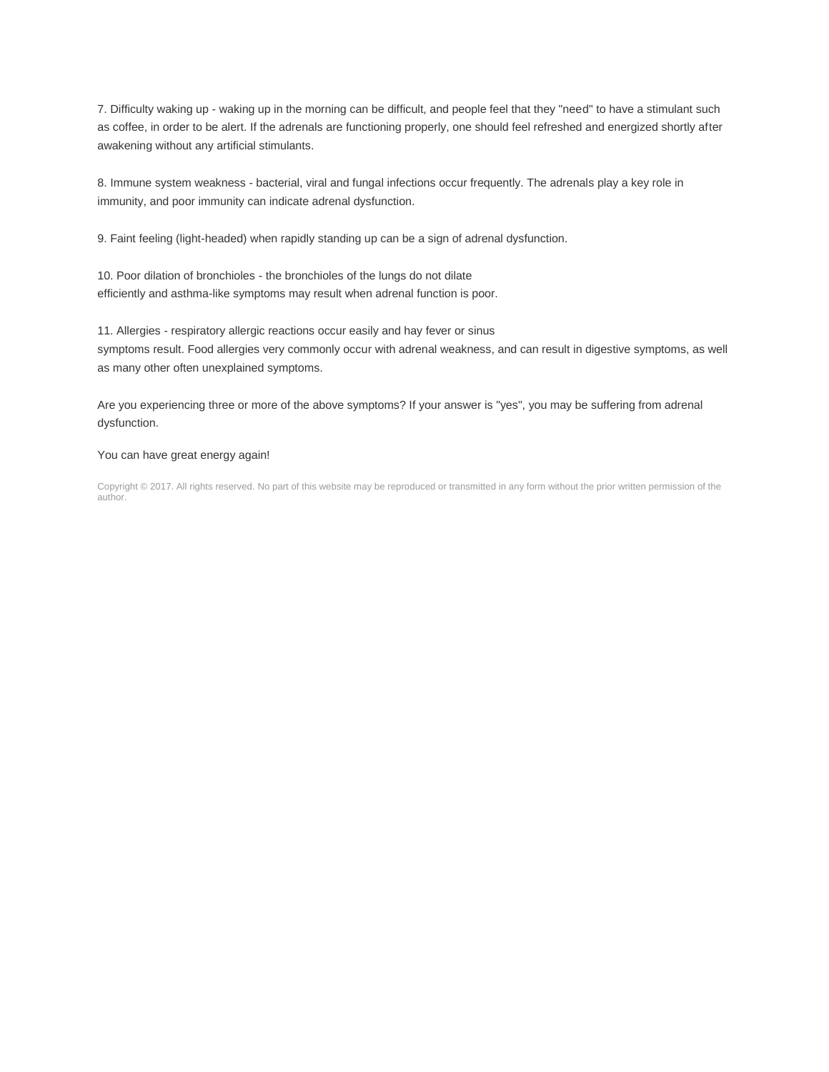7. Difficulty waking up - waking up in the morning can be difficult, and people feel that they "need" to have a stimulant such as coffee, in order to be alert. If the adrenals are functioning properly, one should feel refreshed and energized shortly after awakening without any artificial stimulants.

8. Immune system weakness - bacterial, viral and fungal infections occur frequently. The adrenals play a key role in immunity, and poor immunity can indicate adrenal dysfunction.

9. Faint feeling (light-headed) when rapidly standing up can be a sign of adrenal dysfunction.

10. Poor dilation of bronchioles - the bronchioles of the lungs do not dilate efficiently and asthma-like symptoms may result when adrenal function is poor.

11. Allergies - respiratory allergic reactions occur easily and hay fever or sinus symptoms result. Food allergies very commonly occur with adrenal weakness, and can result in digestive symptoms, as well as many other often unexplained symptoms.

Are you experiencing three or more of the above symptoms? If your answer is "yes", you may be suffering from adrenal dysfunction.

You can have great energy again!

Copyright © 2017. All rights reserved. No part of this website may be reproduced or transmitted in any form without the prior written permission of the author.